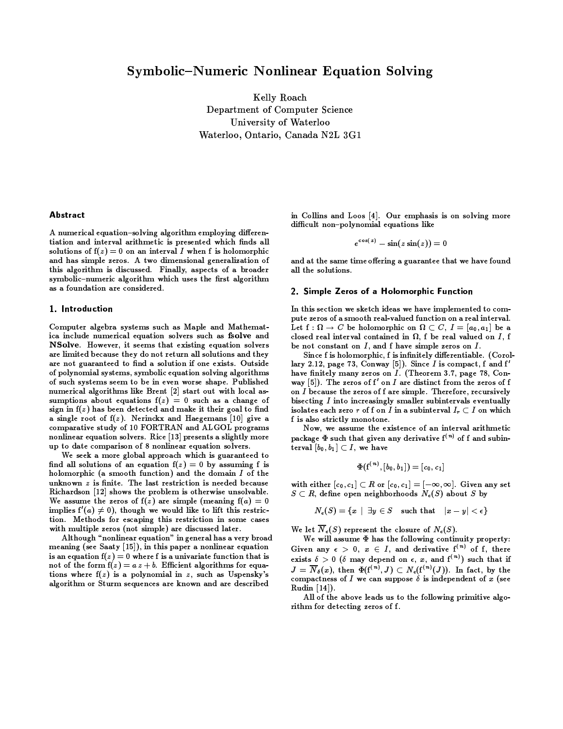# Symbolic–Numeric Nonlinear Equation Solving

Kelly Roach
Department of Computer Science
University of Waterloo
Waterloo, Ontario, Canada N2L 3G1

## Abstract

A numerical equation–solving algorithm employing differentiation and interval arithmetic is presented which finds all solutions of $f(z) = 0$ on an interval $I$ when f is holomorphic and has simple zeros. A two dimensional generalization of this algorithm is discussed. Finally, aspects of a broader symbolic–numeric algorithm which uses the first algorithm as a foundation are considered.

## 1. Introduction

Computer algebra systems such as Maple and Mathematica include numerical equation solvers such as **fsolve** and **NSolve**. However, it seems that existing equation solvers are limited because they do not return all solutions and they are not guaranteed to find a solution if one exists. Outside of polynomial systems, symbolic equation solving algorithms of such systems seem to be in even worse shape. Published numerical algorithms like Brent [2] start out with local assumptions about equations $f(z) = 0$ such as a change of sign in $f(z)$ has been detected and make it their goal to find a single root of $f(z)$. Nerinckx and Haegemans [10] give a comparative study of 10 FORTRAN and ALGOL programs nonlinear equation solvers. Rice [13] presents a slightly more up to date comparison of 8 nonlinear equation solvers.

We seek a more global approach which is guaranteed to find all solutions of an equation $f(z) = 0$ by assuming f is holomorphic (a smooth function) and the domain $I$ of the unknown $z$ is finite. The last restriction is needed because Richardson [12] shows the problem is otherwise unsolvable. We assume the zeros of $f(z)$ are simple (meaning $f(a) = 0$ implies $f'(a) \neq 0$), though we would like to lift this restriction. Methods for escaping this restriction in some cases with multiple zeros (not simple) are discussed later.

Although "nonlinear equation" in general has a very broad meaning (see Saaty [15]), in this paper a nonlinear equation is an equation $f(z) = 0$ where f is a univariate function that is not of the form $f(z) = a\,z + b$. Efficient algorithms for equations where $f(z)$ is a polynomial in $z$, such as Uspensky's algorithm or Sturm sequences are known and are described in Collins and Loos [4]. Our emphasis is on solving more difficult non–polynomial equations like

$$e^{\cos(z)} - \sin(z \sin(z)) = 0$$

and at the same time offering a guarantee that we have found all the solutions.

## 2. Simple Zeros of a Holomorphic Function

In this section we sketch ideas we have implemented to compute zeros of a smooth real-valued function on a real interval. Let $f : \Omega \to C$ be holomorphic on $\Omega \subset C$, $I = [a_0, a_1]$ be a closed real interval contained in $\Omega$, f be real valued on $I$, f be not constant on $I$, and f have simple zeros on $I$.

Since f is holomorphic, f is infinitely differentiable. (Corollary 2.12, page 73, Conway [5]). Since $I$ is compact, f and f$'$ have finitely many zeros on $I$. (Theorem 3.7, page 78, Conway [5]). The zeros of f$'$ on $I$ are distinct from the zeros of f on $I$ because the zeros of f are simple. Therefore, recursively bisecting $I$ into increasingly smaller subintervals eventually isolates each zero $r$ of f on $I$ in a subinterval $I_r \subset I$ on which f is also strictly monotone.

Now, we assume the existence of an interval arithmetic package $\Phi$ such that given any derivative $f^{(n)}$ of f and subinterval $[b_0, b_1] \subset I$, we have

$$\Phi(f^{(n)}, [b_0, b_1]) = [c_0, c_1]$$

with either $[c_0, c_1] \subset R$ or $[c_0, c_1] = [-\infty, \infty]$. Given any set $S \subset R$, define open neighborhoods $N_\epsilon(S)$ about $S$ by

$$N_\epsilon(S) = \{x \mid \exists y \in S \quad \text{such that} \quad |x - y| < \epsilon\}$$

We let $\overline{N}_\epsilon(S)$ represent the closure of $N_\epsilon(S)$.

We will assume $\Phi$ has the following continuity property: Given any $\epsilon > 0$, $x \in I$, and derivative $f^{(n)}$ of f, there exists $\delta > 0$ ($\delta$ may depend on $\epsilon$, $x$, and $f^{(n)}$) such that if $J = \overline{N}_\delta(x)$, then $\Phi(f^{(n)}, J) \subset N_\epsilon(f^{(n)}(J))$. In fact, by the compactness of $I$ we can suppose $\delta$ is independent of $x$ (see Rudin [14]).

All of the above leads us to the following primitive algorithm for detecting zeros of f.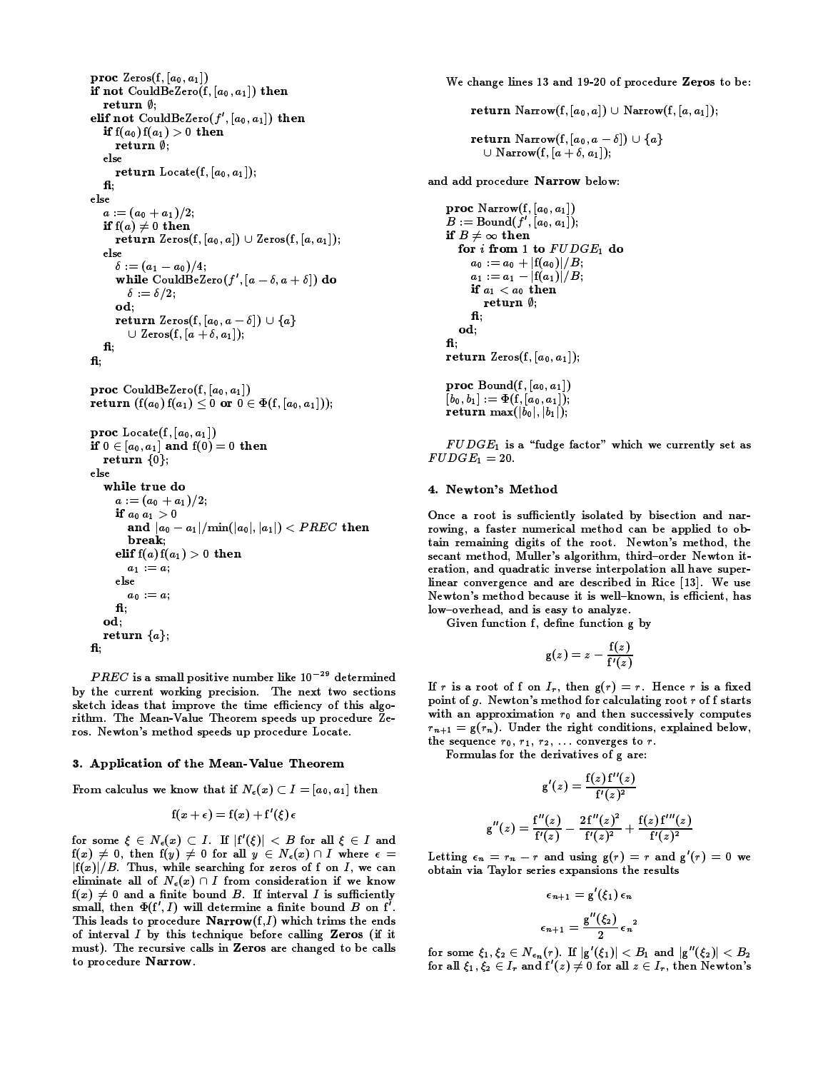```
proc Zeros(f, [a0, a1])
if not CouldBeZero(f, [a0, a1]) then
   return ∅;
elif not CouldBeZero(f', [a0, a1]) then
   if f(a0) f(a1) > 0 then
      return ∅;
   else
      return Locate(f, [a0, a1]);
   fi;
else
   a := (a0 + a1)/2;
   if f(a) ≠ 0 then
      return Zeros(f, [a0, a]) ∪ Zeros(f, [a, a1]);
   else
      δ := (a1 − a0)/4;
      while CouldBeZero(f', [a − δ, a + δ]) do
         δ := δ/2;
      od;
      return Zeros(f, [a0, a − δ]) ∪ {a}
         ∪ Zeros(f, [a + δ, a1]);
   fi;
fi;

proc CouldBeZero(f, [a0, a1])
return (f(a0) f(a1) ≤ 0 or 0 ∈ Φ(f, [a0, a1]));

proc Locate(f, [a0, a1])
if 0 ∈ [a0, a1] and f(0) = 0 then
   return {0};
else
   while true do
      a := (a0 + a1)/2;
      if a0 a1 > 0
         and |a0 − a1|/min(|a0|, |a1|) < PREC then
         break;
      elif f(a) f(a1) > 0 then
         a1 := a;
      else
         a0 := a;
      fi;
   od;
   return {a};
fi;
```

$PREC$ is a small positive number like $10^{-29}$ determined by the current working precision. The next two sections sketch ideas that improve the time efficiency of this algorithm. The Mean-Value Theorem speeds up procedure Zeros. Newton's method speeds up procedure Locate.

### 3. Application of the Mean-Value Theorem

From calculus we know that if $N_\epsilon(x) \subset I = [a_0, a_1]$ then

$$f(x + \epsilon) = f(x) + f'(\xi)\,\epsilon$$

for some $\xi \in N_\epsilon(x) \subset I$. If $|f'(\xi)| < B$ for all $\xi \in I$ and $f(x) \neq 0$, then $f(y) \neq 0$ for all $y \in N_\epsilon(x) \cap I$ where $\epsilon = |f(x)|/B$. Thus, while searching for zeros of f on $I$, we can eliminate all of $N_\epsilon(x) \cap I$ from consideration if we know $f(x) \neq 0$ and a finite bound $B$. If interval $I$ is sufficiently small, then $\Phi(f', I)$ will determine a finite bound $B$ on f'. This leads to procedure **Narrow**(f,$I$) which trims the ends of interval $I$ by this technique before calling **Zeros** (if it must). The recursive calls in **Zeros** are changed to be calls to procedure **Narrow**.

We change lines 13 and 19-20 of procedure **Zeros** to be:

```
return Narrow(f, [a0, a]) ∪ Narrow(f, [a, a1]);

return Narrow(f, [a0, a − δ]) ∪ {a}
   ∪ Narrow(f, [a + δ, a1]);
```

and add procedure **Narrow** below:

```
proc Narrow(f, [a0, a1])
B := Bound(f', [a0, a1]);
if B ≠ ∞ then
   for i from 1 to FUDGE1 do
      a0 := a0 + |f(a0)|/B;
      a1 := a1 − |f(a1)|/B;
      if a1 < a0 then
         return ∅;
      fi;
   od;
fi;
return Zeros(f, [a0, a1]);

proc Bound(f, [a0, a1])
[b0, b1] := Φ(f, [a0, a1]);
return max(|b0|, |b1|);
```

$FUDGE_1$ is a "fudge factor" which we currently set as $FUDGE_1 = 20$.

### 4. Newton's Method

Once a root is sufficiently isolated by bisection and narrowing, a faster numerical method can be applied to obtain remaining digits of the root. Newton's method, the secant method, Muller's algorithm, third–order Newton iteration, and quadratic inverse interpolation all have superlinear convergence and are described in Rice [13]. We use Newton's method because it is well–known, is efficient, has low–overhead, and is easy to analyze.

Given function f, define function g by

$$g(z) = z - \frac{f(z)}{f'(z)}$$

If $r$ is a root of f on $I_r$, then $g(r) = r$. Hence $r$ is a fixed point of $g$. Newton's method for calculating root $r$ of f starts with an approximation $r_0$ and then successively computes $r_{n+1} = g(r_n)$. Under the right conditions, explained below, the sequence $r_0, r_1, r_2, \ldots$ converges to $r$.

Formulas for the derivatives of g are:

$$g'(z) = \frac{f(z)\,f''(z)}{f'(z)^2}$$

$$g''(z) = \frac{f''(z)}{f'(z)} - \frac{2\,f''(z)^2}{f'(z)^2} + \frac{f(z)\,f'''(z)}{f'(z)^2}$$

Letting $\epsilon_n = r_n - r$ and using $g(r) = r$ and $g'(r) = 0$ we obtain via Taylor series expansions the results

$$\epsilon_{n+1} = g'(\xi_1)\,\epsilon_n$$

$$\epsilon_{n+1} = \frac{g''(\xi_2)}{2}\,{\epsilon_n}^2$$

for some $\xi_1, \xi_2 \in N_{\epsilon_n}(r)$. If $|g'(\xi_1)| < B_1$ and $|g''(\xi_2)| < B_2$ for all $\xi_1, \xi_2 \in I_r$ and $f'(z) \neq 0$ for all $z \in I_r$, then Newton's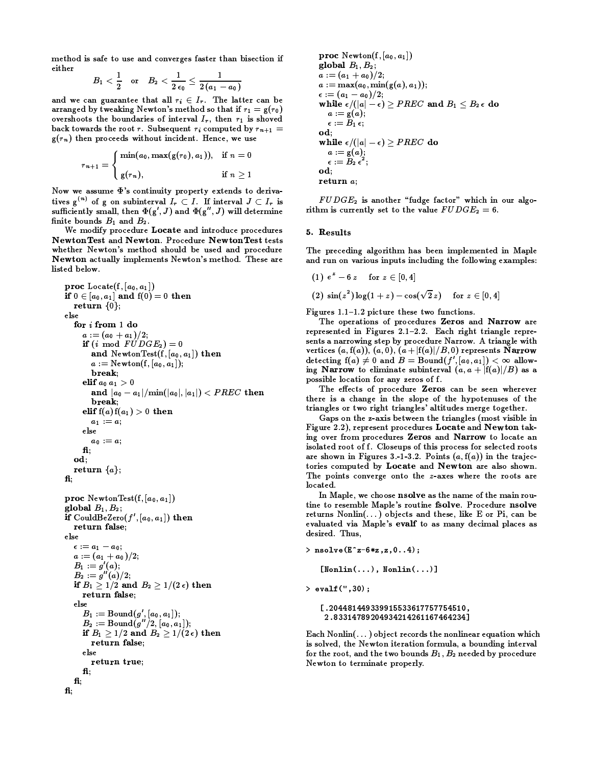method is safe to use and converges faster than bisection if either

$$B_1 < \frac{1}{2} \quad \text{or} \quad B_2 < \frac{1}{2\,\epsilon_0} \leq \frac{1}{2\,(a_1 - a_0)}$$

and we can guarantee that all $r_i \in I_r$. The latter can be arranged by tweaking Newton's method so that if $r_1 = g(r_0)$ overshoots the boundaries of interval $I_r$, then $r_1$ is shoved back towards the root $r$. Subsequent $r_i$ computed by $r_{n+1} = g(r_n)$ then proceeds without incident. Hence, we use

$$r_{n+1} = \begin{cases} \min(a_0, \max(g(r_0), a_1)), & \text{if } n = 0 \\ g(r_n), & \text{if } n \geq 1 \end{cases}$$

Now we assume $\Phi$'s continuity property extends to derivatives $g^{(n)}$ of g on subinterval $I_r \subset I$. If interval $J \subset I_r$ is sufficiently small, then $\Phi(g', J)$ and $\Phi(g'', J)$ will determine finite bounds $B_1$ and $B_2$.

We modify procedure **Locate** and introduce procedures **NewtonTest** and **Newton**. Procedure **NewtonTest** tests whether Newton's method should be used and procedure **Newton** actually implements Newton's method. These are listed below.

```
proc Locate(f, [a0, a1])
if 0 ∈ [a0, a1] and f(0) = 0 then
   return {0};
else
   for i from 1 do
      a := (a0 + a1)/2;
      if (i mod FUDGE2) = 0
         and NewtonTest(f, [a0, a1]) then
         a := Newton(f, [a0, a1]);
         break;
      elif a0 a1 > 0
         and |a0 − a1|/min(|a0|, |a1|) < PREC then
         break;
      elif f(a) f(a1) > 0 then
         a1 := a;
      else
         a0 := a;
      fi;
   od;
   return {a};
fi;
```

```
proc NewtonTest(f, [a0, a1])
global B1, B2;
if CouldBeZero(f', [a0, a1]) then
   return false;
else
   ε := a1 − a0;
   a := (a1 + a0)/2;
   B1 := g'(a);
   B2 := g''(a)/2;
   if B1 ≥ 1/2 and B2 ≥ 1/(2 ε) then
      return false;
   else
      B1 := Bound(g', [a0, a1]);
      B2 := Bound(g''/2, [a0, a1]);
      if B1 ≥ 1/2 and B2 ≥ 1/(2 ε) then
         return false;
      else
         return true;
      fi;
   fi;
fi;
```

```
proc Newton(f, [a0, a1])
global B1, B2;
a := (a1 + a0)/2;
a := max(a0, min(g(a), a1));
ε := (a1 − a0)/2;
while ε/(|a| − ε) ≥ PREC and B1 ≤ B2 ε do
   a := g(a);
   ε := B1 ε;
od;
while ε/(|a| − ε) ≥ PREC do
   a := g(a);
   ε := B2 ε^2;
od;
return a;
```

$FUDGE_2$ is another "fudge factor" which in our algorithm is currently set to the value $FUDGE_2 = 6$.

## 5. Results

The preceding algorithm has been implemented in Maple and run on various inputs including the following examples:

(1) $e^z - 6\,z$ for $z \in [0, 4]$

(2) $\sin(z^2)\log(1+z) - \cos(\sqrt{2}\,z)$ for $z \in [0, 4]$

Figures 1.1–1.2 picture these two functions.

The operations of procedures **Zeros** and **Narrow** are represented in Figures 2.1–2.2. Each right triangle represents a narrowing step by procedure Narrow. A triangle with vertices $(a, f(a))$, $(a, 0)$, $(a + |f(a)|/B, 0)$ represents **Narrow** detecting $f(a) \neq 0$ and $B = \text{Bound}(f', [a_0, a_1]) < \infty$ allowing **Narrow** to eliminate subinterval $(a, a + |f(a)|/B)$ as a possible location for any zeros of f.

The effects of procedure **Zeros** can be seen wherever there is a change in the slope of the hypotenuses of the triangles or two right triangles' altitudes merge together.

Gaps on the z-axis between the triangles (most visible in Figure 2.2), represent procedures **Locate** and **Newton** taking over from procedures **Zeros** and **Narrow** to locate an isolated root of f. Closeups of this process for selected roots are shown in Figures 3.-1-3.2. Points $(a, f(a))$ in the trajectories computed by **Locate** and **Newton** are also shown. The points converge onto the $z$-axes where the roots are located.

In Maple, we choose **nsolve** as the name of the main routine to resemble Maple's routine **fsolve**. Procedure **nsolve** returns Nonlin(...) objects and these, like E or Pi, can be evaluated via Maple's **evalf** to as many decimal places as desired. Thus,

```
> nsolve(E^z-6*z,z,0..4);

   [Nonlin(...), Nonlin(...)]

> evalf(",30);

   [.204481449339915533617757754510,
    2.83314789204934214261167464234]
```

Each Nonlin(...) object records the nonlinear equation which is solved, the Newton iteration formula, a bounding interval for the root, and the two bounds $B_1, B_2$ needed by procedure Newton to terminate properly.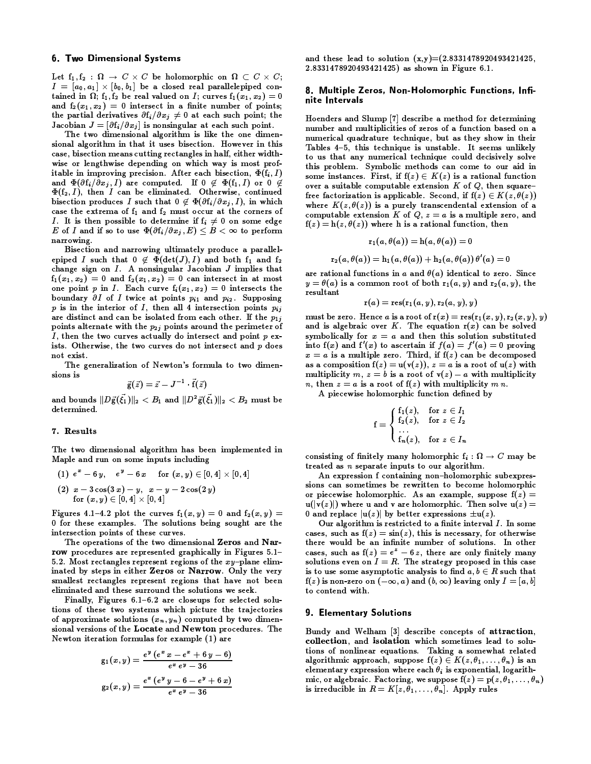## 6. Two Dimensional Systems

Let $f_1, f_2 : \Omega \rightarrow C \times C$ be holomorphic on $\Omega \subset C \times C$; $I = [a_0, a_1] \times [b_0, b_1]$ be a closed real parallelepiped contained in $\Omega$; $f_1, f_2$ be real valued on $I$; curves $f_1(x_1, x_2) = 0$ and $f_2(x_1, x_2) = 0$ intersect in a finite number of points; the partial derivatives $\partial f_i / \partial x_j \neq 0$ at each such point; the Jacobian $J = [\partial f_i / \partial x_j]$ is nonsingular at each such point.

The two dimensional algorithm is like the one dimensional algorithm in that it uses bisection. However in this case, bisection means cutting rectangles in half, either widthwise or lengthwise depending on which way is most profitable in improving precision. After each bisection, $\Phi(f_i, I)$ and $\Phi(\partial f_i / \partial x_j, I)$ are computed. If $0 \notin \Phi(f_1, I)$ or $0 \notin \Phi(f_2, I)$, then $I$ can be eliminated. Otherwise, continued bisection produces $I$ such that $0 \notin \Phi(\partial f_i / \partial x_j, I)$, in which case the extrema of $f_1$ and $f_2$ must occur at the corners of $I$. It is then possible to determine if $f_i \neq 0$ on some edge $E$ of $I$ and if so to use $\Phi(\partial f_i / \partial x_j, E) \leq B < \infty$ to perform narrowing.

Bisection and narrowing ultimately produce a parallelepiped $I$ such that $0 \notin \Phi(\det(J), I)$ and both $f_1$ and $f_2$ change sign on $I$. A nonsingular Jacobian $J$ implies that $f_1(x_1, x_2) = 0$ and $f_2(x_1, x_2) = 0$ can intersect in at most one point $p$ in $I$. Each curve $f_i(x_1, x_2) = 0$ intersects the boundary $\partial I$ of $I$ twice at points $p_{i1}$ and $p_{i2}$. Supposing $p$ is in the interior of $I$, then all 4 intersection points $p_{ij}$ are distinct and can be isolated from each other. If the $p_{1j}$ points alternate with the $p_{2j}$ points around the perimeter of $I$, then the two curves actually do intersect and point $p$ exists. Otherwise, the two curves do not intersect and $p$ does not exist.

The generalization of Newton's formula to two dimensions is

$$\vec{g}(\vec{z}) = \vec{z} - J^{-1} \cdot \vec{f}(\vec{z})$$

and bounds $\|D\vec{g}(\vec{\xi_1})\|_2 < B_1$ and $\|D^2\vec{g}(\vec{\xi_1})\|_2 < B_2$ must be determined.

## 7. Results

The two dimensional algorithm has been implemented in Maple and run on some inputs including

(1) $e^x - 6\,y, \quad e^y - 6\,x \quad$ for $(x, y) \in [0, 4] \times [0, 4]$

(2) $x - 3\cos(3\,x) - y, \quad x - y - 2\cos(2\,y)$ for $(x, y) \in [0, 4] \times [0, 4]$

Figures 4.1–4.2 plot the curves $f_1(x, y) = 0$ and $f_2(x, y) = 0$ for these examples. The solutions being sought are the intersection points of these curves.

The operations of the two dimensional **Zeros** and **Narrow** procedures are represented graphically in Figures 5.1–5.2. Most rectangles represent regions of the $xy$–plane eliminated by steps in either **Zeros** or **Narrow**. Only the very smallest rectangles represent regions that have not been eliminated and these surround the solutions we seek.

Finally, Figures 6.1–6.2 are closeups for selected solutions of these two systems which picture the trajectories of approximate solutions $(x_n, y_n)$ computed by two dimensional versions of the **Locate** and **Newton** procedures. The Newton iteration formulas for example (1) are

$$g_1(x, y) = \frac{e^y\,(e^x\,x - e^x + 6\,y - 6)}{e^x\,e^y - 36}$$

$$g_2(x, y) = \frac{e^x\,(e^y\,y - 6 - e^y + 6\,x)}{e^x\,e^y - 36}$$

and these lead to solution (x,y)=(2.8331478920493421425, 2.8331478920493421425) as shown in Figure 6.1.

## 8. Multiple Zeros, Non-Holomorphic Functions, Infinite Intervals

Hoenders and Slump [7] describe a method for determining number and multiplicities of zeros of a function based on a numerical quadrature technique, but as they show in their Tables 4–5, this technique is unstable. It seems unlikely to us that any numerical technique could decisively solve this problem. Symbolic methods can come to our aid in some instances. First, if $f(z) \in K(z)$ is a rational function over a suitable computable extension $K$ of $Q$, then square–free factorization is applicable. Second, if $f(z) \in K(z, \theta(z))$ where $K(z, \theta(z))$ is a purely transcendental extension of a computable extension $K$ of $Q$, $z = a$ is a multiple zero, and $f(z) = h(z, \theta(z))$ where h is a rational function, then

$$r_1(a, \theta(a)) = h(a, \theta(a)) = 0$$

$$r_2(a, \theta(a)) = h_1(a, \theta(a)) + h_2(a, \theta(a))\,\theta'(a) = 0$$

are rational functions in $a$ and $\theta(a)$ identical to zero. Since $y = \theta(a)$ is a common root of both $r_1(a, y)$ and $r_2(a, y)$, the resultant

$$r(a) = \text{res}(r_1(a, y), r_2(a, y), y)$$

must be zero. Hence $a$ is a root of $r(x) = \text{res}(r_1(x, y), r_2(x, y), y)$ and is algebraic over $K$. The equation $r(x)$ can be solved symbolically for $x = a$ and then this solution substituted into $f(x)$ and $f'(x)$ to ascertain if $f(a) = f'(a) = 0$ proving $x = a$ is a multiple zero. Third, if $f(z)$ can be decomposed as a composition $f(z) = u(v(z))$, $z = a$ is a root of $u(z)$ with multiplicity $m$, $z = b$ is a root of $v(z) - a$ with multiplicity $n$, then $z = a$ is a root of $f(z)$ with multiplicity $m\,n$.

A piecewise holomorphic function defined by

$$f = \begin{cases} f_1(z), & \text{for } z \in I_1 \\ f_2(z), & \text{for } z \in I_2 \\ \ldots & \\ f_n(z), & \text{for } z \in I_n \end{cases}$$

consisting of finitely many holomorphic $f_i : \Omega \rightarrow C$ may be treated as $n$ separate inputs to our algorithm.

An expression f containing non–holomorphic subexpressions can sometimes be rewritten to become holomorphic or piecewise holomorphic. As an example, suppose $f(z) = u(|v(z)|)$ where u and v are holomorphic. Then solve $u(z) = 0$ and replace $|u(z)|$ by better expressions $\pm u(z)$.

Our algorithm is restricted to a finite interval $I$. In some cases, such as $f(z) = \sin(z)$, this is necessary, for otherwise there would be an infinite number of solutions. In other cases, such as $f(z) = e^z - 6\,z$, there are only finitely many solutions even on $I = R$. The strategy proposed in this case is to use some asymptotic analysis to find $a, b \in R$ such that $f(z)$ is non-zero on $(-\infty, a)$ and $(b, \infty)$ leaving only $I = [a, b]$ to contend with.

## 9. Elementary Solutions

Bundy and Welham [3] describe concepts of **attraction**, **collection**, and **isolation** which sometimes lead to solutions of nonlinear equations. Taking a somewhat related algorithmic approach, suppose $f(z) \in K(z, \theta_1, \ldots, \theta_n)$ is an elementary expression where each $\theta_i$ is exponential, logarithmic, or algebraic. Factoring, we suppose $f(z) = p(z, \theta_1, \ldots, \theta_n)$ is irreducible in $R = K[z, \theta_1, \ldots, \theta_n]$. Apply rules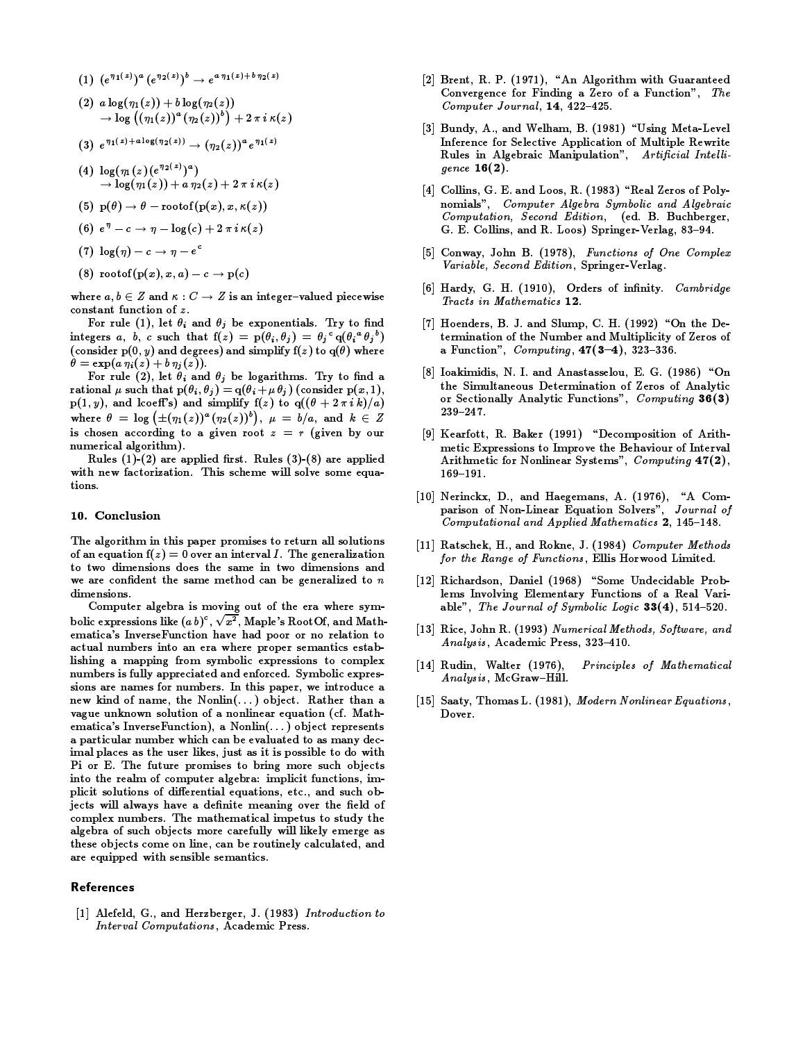(1) $(e^{\eta_1(z)})^a\,(e^{\eta_2(z)})^b \to e^{a\,\eta_1(z)+b\,\eta_2(z)}$

(2) $a\log(\eta_1(z)) + b\log(\eta_2(z))$
$\to \log\left((\eta_1(z))^a\,(\eta_2(z))^b\right) + 2\,\pi\,i\,\kappa(z)$

(3) $e^{\eta_1(z)+a\log(\eta_2(z))} \to (\eta_2(z))^a\,e^{\eta_1(z)}$

(4) $\log(\eta_1(z)\,(e^{\eta_2(z)})^a)$
$\to \log(\eta_1(z)) + a\,\eta_2(z) + 2\,\pi\,i\,\kappa(z)$

(5) $\mathrm{p}(\theta) \to \theta - \mathrm{rootof}(\mathrm{p}(x), x, \kappa(z))$

(6) $e^{\eta} - c \to \eta - \log(c) + 2\,\pi\,i\,\kappa(z)$

(7) $\log(\eta) - c \to \eta - e^c$

(8) $\mathrm{rootof}(\mathrm{p}(x), x, a) - c \to \mathrm{p}(c)$

where $a, b \in Z$ and $\kappa : C \to Z$ is an integer–valued piecewise constant function of $z$.

For rule (1), let $\theta_i$ and $\theta_j$ be exponentials. Try to find integers $a$, $b$, $c$ such that $\mathrm{f}(z) = \mathrm{p}(\theta_i, \theta_j) = {\theta_j}^c\,\mathrm{q}({\theta_i}^a\,{\theta_j}^b)$ (consider $\mathrm{p}(0, y)$ and degrees) and simplify $\mathrm{f}(z)$ to $\mathrm{q}(\theta)$ where $\theta = \exp(a\,\eta_i(z) + b\,\eta_j(z))$.

For rule (2), let $\theta_i$ and $\theta_j$ be logarithms. Try to find a rational $\mu$ such that $\mathrm{p}(\theta_i, \theta_j) = \mathrm{q}(\theta_i + \mu\,\theta_j)$ (consider $\mathrm{p}(x, 1)$, $\mathrm{p}(1, y)$, and lcoeff's) and simplify $\mathrm{f}(z)$ to $\mathrm{q}((\theta + 2\,\pi\,i\,k)/a)$ where $\theta = \log\left(\pm(\eta_1(z))^a\,(\eta_2(z))^b\right)$, $\mu = b/a$, and $k \in Z$ is chosen according to a given root $z = r$ (given by our numerical algorithm).

Rules (1)-(2) are applied first. Rules (3)-(8) are applied with new factorization. This scheme will solve some equations.

## 10. Conclusion

The algorithm in this paper promises to return all solutions of an equation $\mathrm{f}(z) = 0$ over an interval $I$. The generalization to two dimensions does the same in two dimensions and we are confident the same method can be generalized to $n$ dimensions.

Computer algebra is moving out of the era where symbolic expressions like $(a\,b)^c$, $\sqrt{x^2}$, Maple's RootOf, and Mathematica's InverseFunction have had poor or no relation to actual numbers into an era where proper semantics establishing a mapping from symbolic expressions to complex numbers is fully appreciated and enforced. Symbolic expressions are names for numbers. In this paper, we introduce a new kind of name, the Nonlin(...) object. Rather than a vague unknown solution of a nonlinear equation (cf. Mathematica's InverseFunction), a Nonlin(...) object represents a particular number which can be evaluated to as many decimal places as the user likes, just as it is possible to do with Pi or E. The future promises to bring more such objects into the realm of computer algebra: implicit functions, implicit solutions of differential equations, etc., and such objects will always have a definite meaning over the field of complex numbers. The mathematical impetus to study the algebra of such objects more carefully will likely emerge as these objects come on line, can be routinely calculated, and are equipped with sensible semantics.

## References

[1] Alefeld, G., and Herzberger, J. (1983) *Introduction to Interval Computations*, Academic Press.

[2] Brent, R. P. (1971), "An Algorithm with Guaranteed Convergence for Finding a Zero of a Function", *The Computer Journal*, **14**, 422–425.

[3] Bundy, A., and Welham, B. (1981) "Using Meta-Level Inference for Selective Application of Multiple Rewrite Rules in Algebraic Manipulation", *Artificial Intelligence* **16(2)**.

[4] Collins, G. E. and Loos, R. (1983) "Real Zeros of Polynomials", *Computer Algebra Symbolic and Algebraic Computation, Second Edition*, (ed. B. Buchberger, G. E. Collins, and R. Loos) Springer-Verlag, 83–94.

[5] Conway, John B. (1978), *Functions of One Complex Variable, Second Edition*, Springer-Verlag.

[6] Hardy, G. H. (1910), Orders of infinity. *Cambridge Tracts in Mathematics* **12**.

[7] Hoenders, B. J. and Slump, C. H. (1992) "On the Determination of the Number and Multiplicity of Zeros of a Function", *Computing*, **47(3–4)**, 323–336.

[8] Ioakimidis, N. I. and Anastasselou, E. G. (1986) "On the Simultaneous Determination of Zeros of Analytic or Sectionally Analytic Functions", *Computing* **36(3)** 239–247.

[9] Kearfott, R. Baker (1991) "Decomposition of Arithmetic Expressions to Improve the Behaviour of Interval Arithmetic for Nonlinear Systems", *Computing* **47(2)**, 169–191.

[10] Nerinckx, D., and Haegemans, A. (1976), "A Comparison of Non-Linear Equation Solvers", *Journal of Computational and Applied Mathematics* **2**, 145–148.

[11] Ratschek, H., and Rokne, J. (1984) *Computer Methods for the Range of Functions*, Ellis Horwood Limited.

[12] Richardson, Daniel (1968) "Some Undecidable Problems Involving Elementary Functions of a Real Variable", *The Journal of Symbolic Logic* **33(4)**, 514–520.

[13] Rice, John R. (1993) *Numerical Methods, Software, and Analysis*, Academic Press, 323–410.

[14] Rudin, Walter (1976), *Principles of Mathematical Analysis*, McGraw–Hill.

[15] Saaty, Thomas L. (1981), *Modern Nonlinear Equations*, Dover.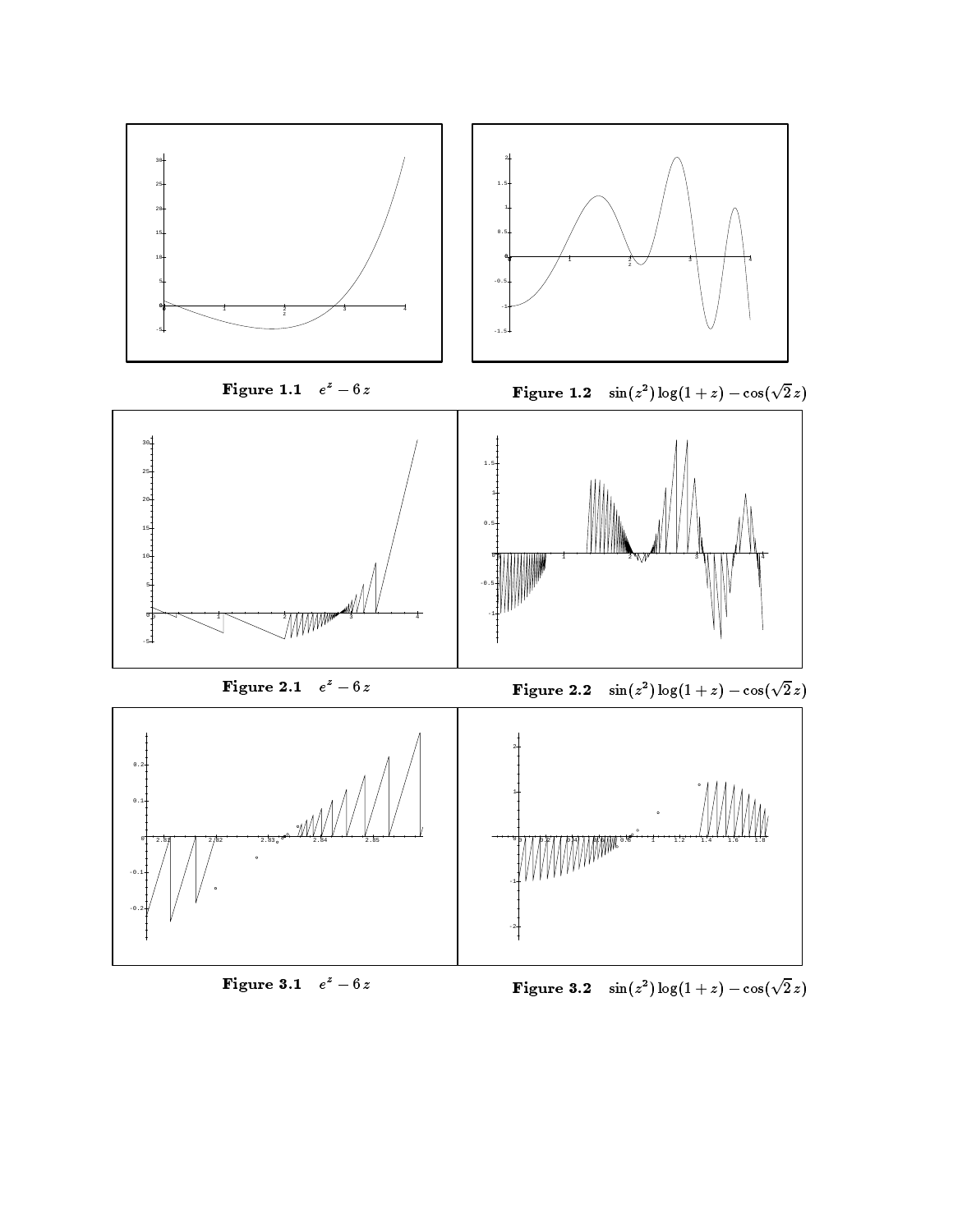**Figure 1.1** $e^z - 6z$

**Figure 1.2** $\sin(z^2)\log(1+z) - \cos(\sqrt{2}\,z)$

**Figure 2.1** $e^z - 6z$

**Figure 2.2** $\sin(z^2)\log(1+z) - \cos(\sqrt{2}\,z)$

**Figure 3.1** $e^z - 6z$

**Figure 3.2** $\sin(z^2)\log(1+z) - \cos(\sqrt{2}\,z)$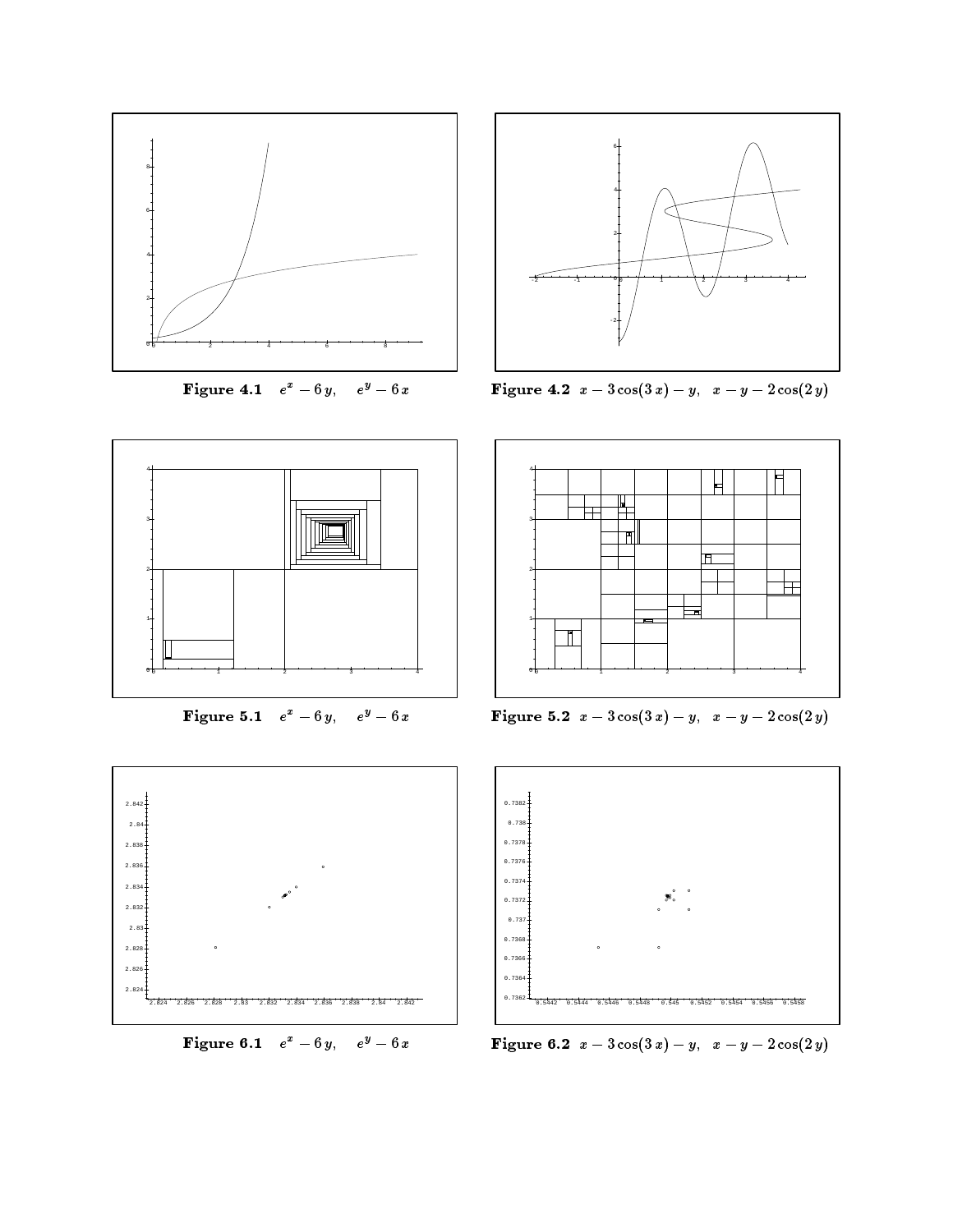8
6
4
2
0
0
2
4
6
8

**Figure 4.1** $e^x - 6\,y, \quad e^y - 6\,x$

6
4
2
-2
-1
0
1
2
3
4
-2

**Figure 4.2** $x - 3\cos(3\,x) - y, \quad x - y - 2\cos(2\,y)$

4
3
2
1
0
0
1
2
3
4

**Figure 5.1** $e^x - 6\,y, \quad e^y - 6\,x$

4
3
2
1
0
0
1
2
3
4

**Figure 5.2** $x - 3\cos(3\,x) - y, \quad x - y - 2\cos(2\,y)$

2.842
2.84
2.838
2.836
2.834
2.832
2.83
2.828
2.826
2.824
2.824
2.826
2.828
2.83
2.832
2.834
2.836
2.838
2.84
2.842

**Figure 6.1** $e^x - 6\,y, \quad e^y - 6\,x$

0.7382
0.738
0.7378
0.7376
0.7374
0.7372
0.737
0.7368
0.7366
0.7364
0.7362
0.5442
0.5444
0.5446
0.5448
0.545
0.5452
0.5454
0.5456
0.5458

**Figure 6.2** $x - 3\cos(3\,x) - y, \quad x - y - 2\cos(2\,y)$